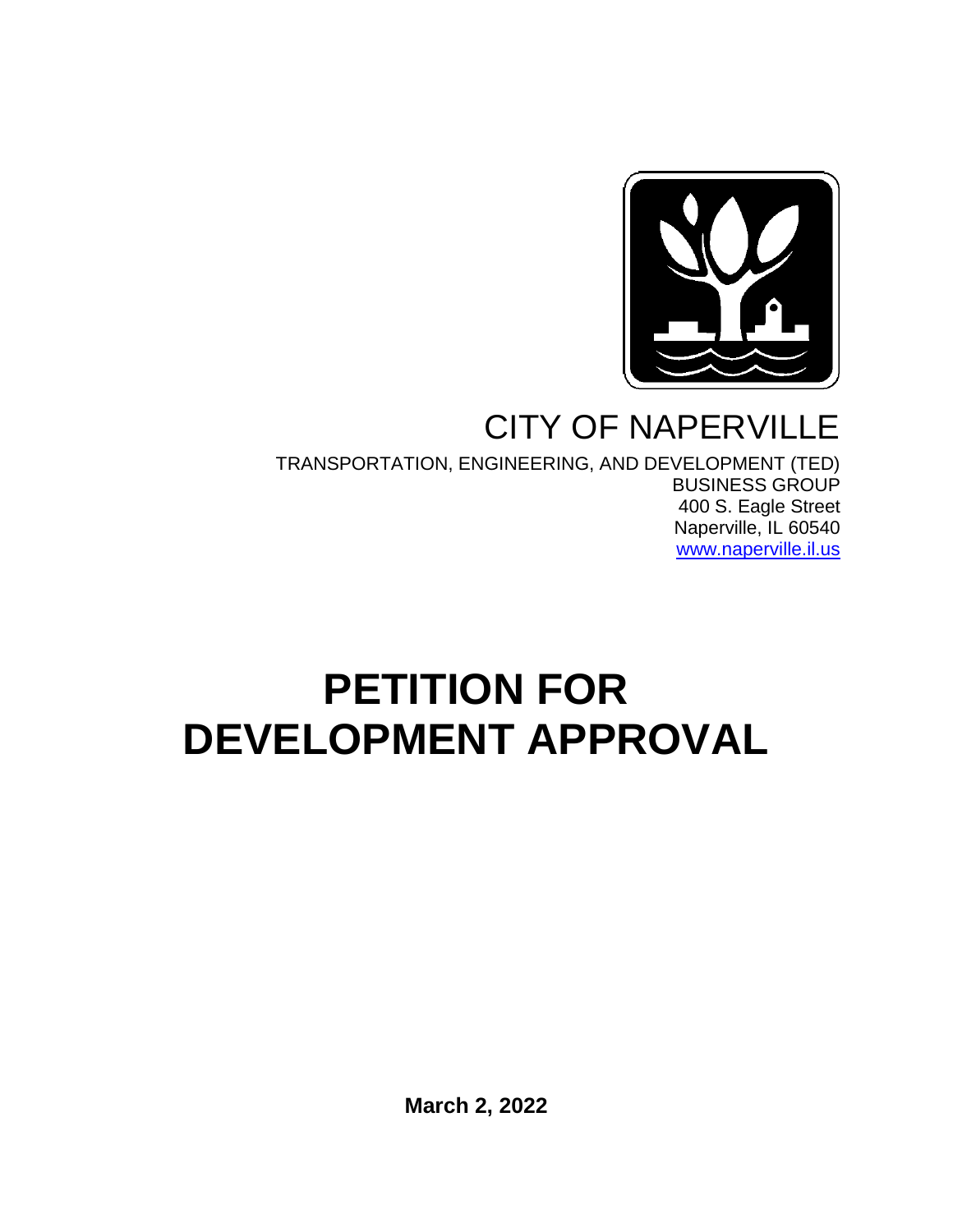CITY OF NAPERVILLE

TRANSPORTATION, ENGINEERING, AND DEVELOPMENT (TED) BUSINESS GROUP
400 S. Eagle Street
Naperville, IL 60540
www.naperville.il.us

# PETITION FOR DEVELOPMENT APPROVAL

**March 2, 2022**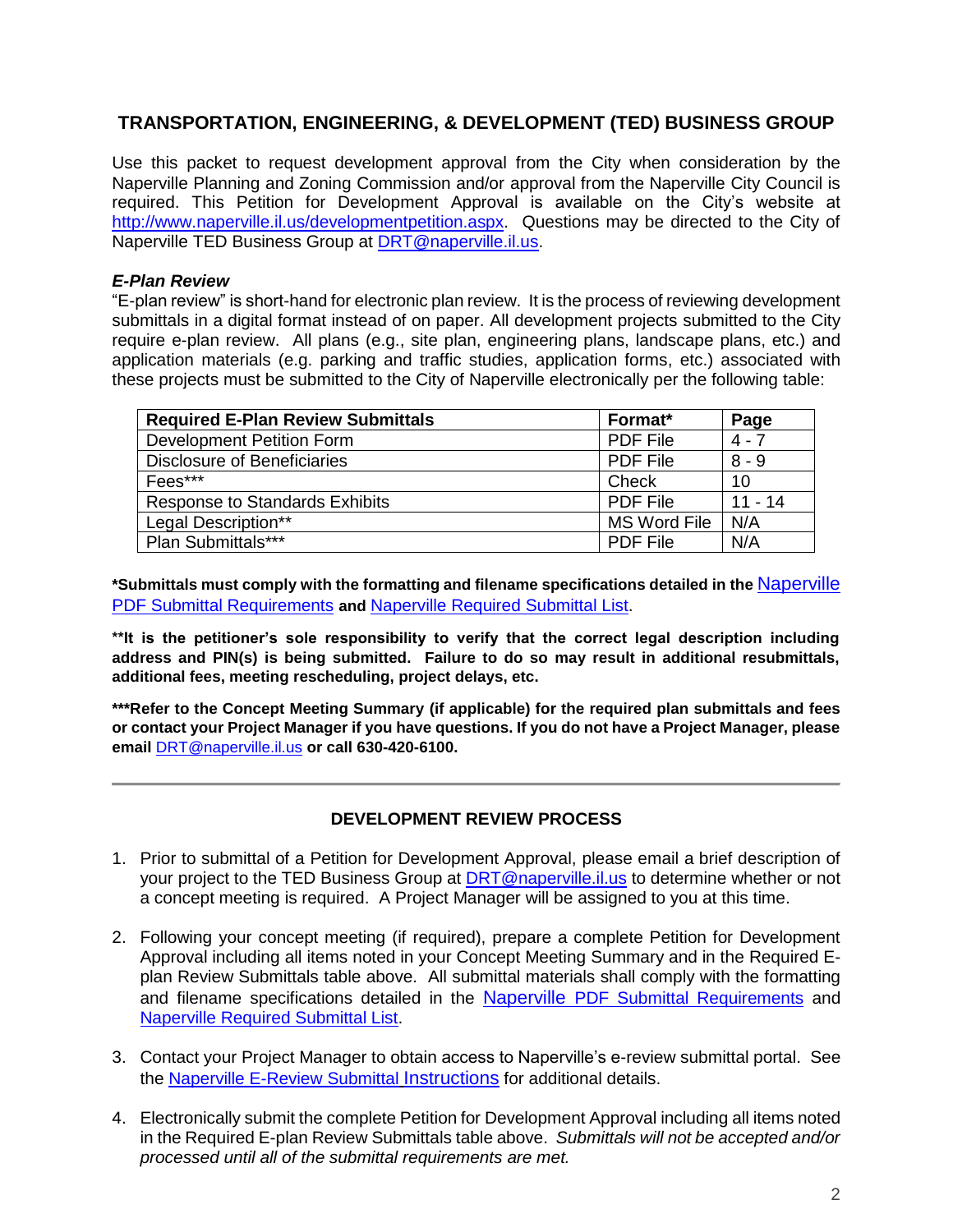## TRANSPORTATION, ENGINEERING, & DEVELOPMENT (TED) BUSINESS GROUP

Use this packet to request development approval from the City when consideration by the Naperville Planning and Zoning Commission and/or approval from the Naperville City Council is required. This Petition for Development Approval is available on the City's website at http://www.naperville.il.us/developmentpetition.aspx. Questions may be directed to the City of Naperville TED Business Group at DRT@naperville.il.us.

### *E-Plan Review*

"E-plan review" is short-hand for electronic plan review. It is the process of reviewing development submittals in a digital format instead of on paper. All development projects submitted to the City require e-plan review. All plans (e.g., site plan, engineering plans, landscape plans, etc.) and application materials (e.g. parking and traffic studies, application forms, etc.) associated with these projects must be submitted to the City of Naperville electronically per the following table:

| Required E-Plan Review Submittals | Format* | Page |
|---|---|---|
| Development Petition Form | PDF File | 4 - 7 |
| Disclosure of Beneficiaries | PDF File | 8 - 9 |
| Fees*** | Check | 10 |
| Response to Standards Exhibits | PDF File | 11 - 14 |
| Legal Description** | MS Word File | N/A |
| Plan Submittals*** | PDF File | N/A |

**\*Submittals must comply with the formatting and filename specifications detailed in the** Naperville PDF Submittal Requirements **and** Naperville Required Submittal List.

**\*\*It is the petitioner's sole responsibility to verify that the correct legal description including address and PIN(s) is being submitted. Failure to do so may result in additional resubmittals, additional fees, meeting rescheduling, project delays, etc.**

**\*\*\*Refer to the Concept Meeting Summary (if applicable) for the required plan submittals and fees or contact your Project Manager if you have questions. If you do not have a Project Manager, please email** DRT@naperville.il.us **or call 630-420-6100.**

---

### DEVELOPMENT REVIEW PROCESS

1. Prior to submittal of a Petition for Development Approval, please email a brief description of your project to the TED Business Group at DRT@naperville.il.us to determine whether or not a concept meeting is required. A Project Manager will be assigned to you at this time.

2. Following your concept meeting (if required), prepare a complete Petition for Development Approval including all items noted in your Concept Meeting Summary and in the Required E-plan Review Submittals table above. All submittal materials shall comply with the formatting and filename specifications detailed in the Naperville PDF Submittal Requirements and Naperville Required Submittal List.

3. Contact your Project Manager to obtain access to Naperville's e-review submittal portal. See the Naperville E-Review Submittal Instructions for additional details.

4. Electronically submit the complete Petition for Development Approval including all items noted in the Required E-plan Review Submittals table above. *Submittals will not be accepted and/or processed until all of the submittal requirements are met.*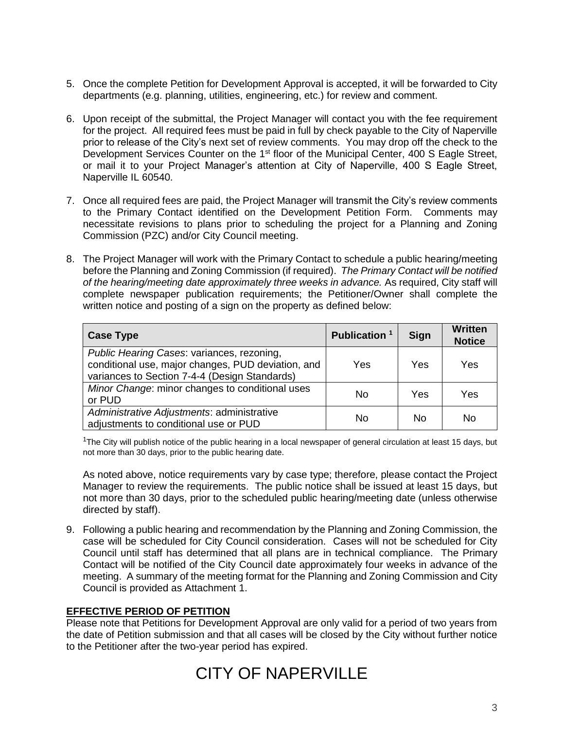5. Once the complete Petition for Development Approval is accepted, it will be forwarded to City departments (e.g. planning, utilities, engineering, etc.) for review and comment.

6. Upon receipt of the submittal, the Project Manager will contact you with the fee requirement for the project. All required fees must be paid in full by check payable to the City of Naperville prior to release of the City's next set of review comments. You may drop off the check to the Development Services Counter on the 1st floor of the Municipal Center, 400 S Eagle Street, or mail it to your Project Manager's attention at City of Naperville, 400 S Eagle Street, Naperville IL 60540.

7. Once all required fees are paid, the Project Manager will transmit the City's review comments to the Primary Contact identified on the Development Petition Form. Comments may necessitate revisions to plans prior to scheduling the project for a Planning and Zoning Commission (PZC) and/or City Council meeting.

8. The Project Manager will work with the Primary Contact to schedule a public hearing/meeting before the Planning and Zoning Commission (if required). *The Primary Contact will be notified of the hearing/meeting date approximately three weeks in advance.* As required, City staff will complete newspaper publication requirements; the Petitioner/Owner shall complete the written notice and posting of a sign on the property as defined below:

| Case Type | Publication [1] | Sign | Written Notice |
|---|---|---|---|
| *Public Hearing Cases*: variances, rezoning, conditional use, major changes, PUD deviation, and variances to Section 7-4-4 (Design Standards) | Yes | Yes | Yes |
| *Minor Change*: minor changes to conditional uses or PUD | No | Yes | Yes |
| *Administrative Adjustments*: administrative adjustments to conditional use or PUD | No | No | No |

[1]The City will publish notice of the public hearing in a local newspaper of general circulation at least 15 days, but not more than 30 days, prior to the public hearing date.

As noted above, notice requirements vary by case type; therefore, please contact the Project Manager to review the requirements. The public notice shall be issued at least 15 days, but not more than 30 days, prior to the scheduled public hearing/meeting date (unless otherwise directed by staff).

9. Following a public hearing and recommendation by the Planning and Zoning Commission, the case will be scheduled for City Council consideration. Cases will not be scheduled for City Council until staff has determined that all plans are in technical compliance. The Primary Contact will be notified of the City Council date approximately four weeks in advance of the meeting. A summary of the meeting format for the Planning and Zoning Commission and City Council is provided as Attachment 1.

**EFFECTIVE PERIOD OF PETITION**

Please note that Petitions for Development Approval are only valid for a period of two years from the date of Petition submission and that all cases will be closed by the City without further notice to the Petitioner after the two-year period has expired.

CITY OF NAPERVILLE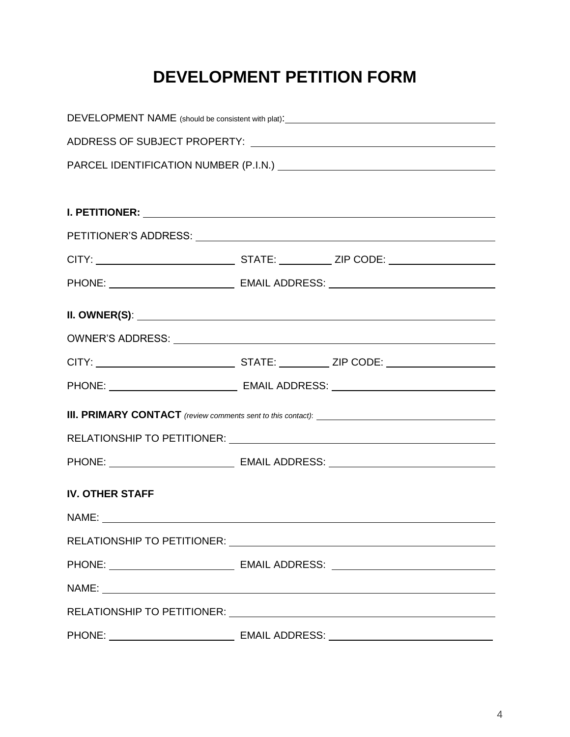# DEVELOPMENT PETITION FORM

DEVELOPMENT NAME (should be consistent with plat): ______________________________

ADDRESS OF SUBJECT PROPERTY: ______________________________

PARCEL IDENTIFICATION NUMBER (P.I.N.) ______________________________

**I. PETITIONER:** ______________________________

PETITIONER'S ADDRESS: ______________________________

CITY: ____________________ STATE: __________ ZIP CODE: ____________________

PHONE: ____________________ EMAIL ADDRESS: ______________________________

**II. OWNER(S)**: ______________________________

OWNER'S ADDRESS: ______________________________

CITY: ____________________ STATE: __________ ZIP CODE: ____________________

PHONE: ____________________ EMAIL ADDRESS: ______________________________

**III. PRIMARY CONTACT** *(review comments sent to this contact)*: ______________________________

RELATIONSHIP TO PETITIONER: ______________________________

PHONE: ____________________ EMAIL ADDRESS: ______________________________

**IV. OTHER STAFF**

NAME: ______________________________

RELATIONSHIP TO PETITIONER: ______________________________

PHONE: ____________________ EMAIL ADDRESS: ______________________________

NAME: ______________________________

RELATIONSHIP TO PETITIONER: ______________________________

PHONE: ____________________ EMAIL ADDRESS: ______________________________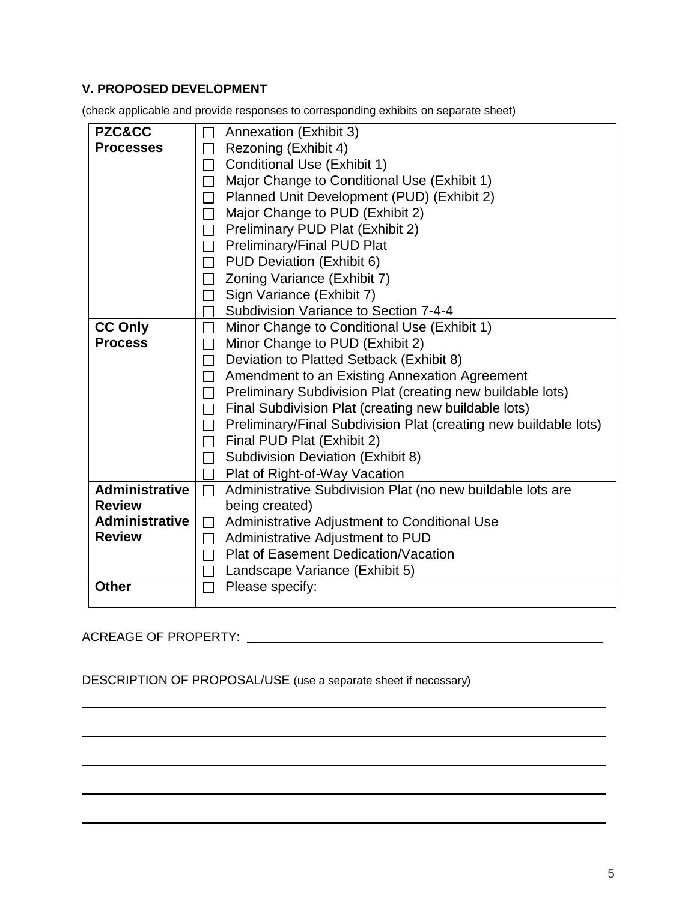## V. PROPOSED DEVELOPMENT

(check applicable and provide responses to corresponding exhibits on separate sheet)

| | |
|---|---|
| **PZC&CC Processes** | ☐ Annexation (Exhibit 3)<br>☐ Rezoning (Exhibit 4)<br>☐ Conditional Use (Exhibit 1)<br>☐ Major Change to Conditional Use (Exhibit 1)<br>☐ Planned Unit Development (PUD) (Exhibit 2)<br>☐ Major Change to PUD (Exhibit 2)<br>☐ Preliminary PUD Plat (Exhibit 2)<br>☐ Preliminary/Final PUD Plat<br>☐ PUD Deviation (Exhibit 6)<br>☐ Zoning Variance (Exhibit 7)<br>☐ Sign Variance (Exhibit 7)<br>☐ Subdivision Variance to Section 7-4-4 |
| **CC Only Process** | ☐ Minor Change to Conditional Use (Exhibit 1)<br>☐ Minor Change to PUD (Exhibit 2)<br>☐ Deviation to Platted Setback (Exhibit 8)<br>☐ Amendment to an Existing Annexation Agreement<br>☐ Preliminary Subdivision Plat (creating new buildable lots)<br>☐ Final Subdivision Plat (creating new buildable lots)<br>☐ Preliminary/Final Subdivision Plat (creating new buildable lots)<br>☐ Final PUD Plat (Exhibit 2)<br>☐ Subdivision Deviation (Exhibit 8)<br>☐ Plat of Right-of-Way Vacation |
| **Administrative Review Administrative Review** | ☐ Administrative Subdivision Plat (no new buildable lots are being created)<br>☐ Administrative Adjustment to Conditional Use<br>☐ Administrative Adjustment to PUD<br>☐ Plat of Easement Dedication/Vacation<br>☐ Landscape Variance (Exhibit 5) |
| **Other** | ☐ Please specify: |

ACREAGE OF PROPERTY: ______________________________________________

DESCRIPTION OF PROPOSAL/USE (use a separate sheet if necessary)

_______________________________________________________________

_______________________________________________________________

_______________________________________________________________

_______________________________________________________________

_______________________________________________________________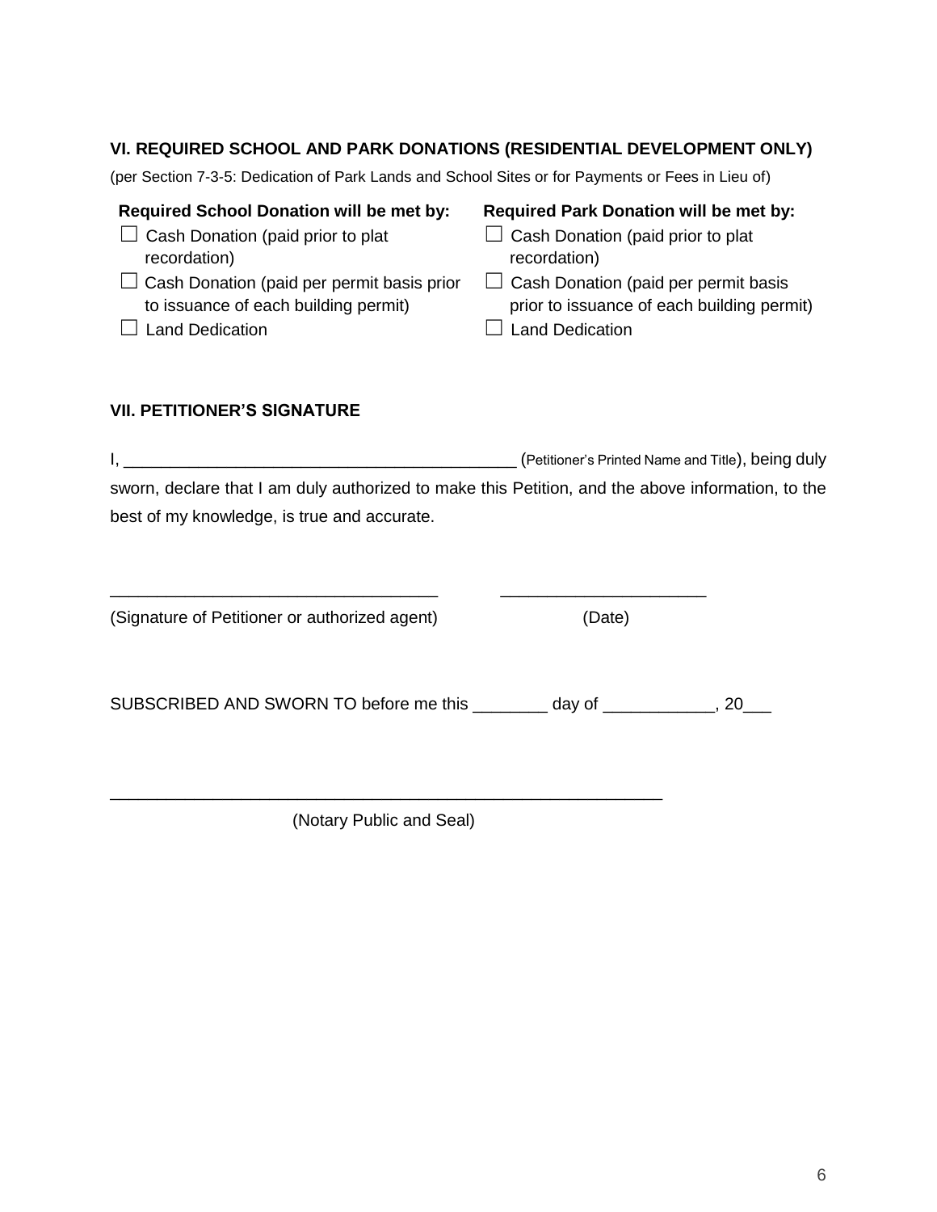## VI. REQUIRED SCHOOL AND PARK DONATIONS (RESIDENTIAL DEVELOPMENT ONLY)

(per Section 7-3-5: Dedication of Park Lands and School Sites or for Payments or Fees in Lieu of)

**Required School Donation will be met by:**

- ☐ Cash Donation (paid prior to plat recordation)
- ☐ Cash Donation (paid per permit basis prior to issuance of each building permit)
- ☐ Land Dedication

**Required Park Donation will be met by:**

- ☐ Cash Donation (paid prior to plat recordation)
- ☐ Cash Donation (paid per permit basis prior to issuance of each building permit)
- ☐ Land Dedication

## VII. PETITIONER'S SIGNATURE

I, __________________________________________ (Petitioner's Printed Name and Title), being duly sworn, declare that I am duly authorized to make this Petition, and the above information, to the best of my knowledge, is true and accurate.

____________________________________ ______________________

(Signature of Petitioner or authorized agent) (Date)

SUBSCRIBED AND SWORN TO before me this ________ day of ____________, 20___

____________________________________________________________

(Notary Public and Seal)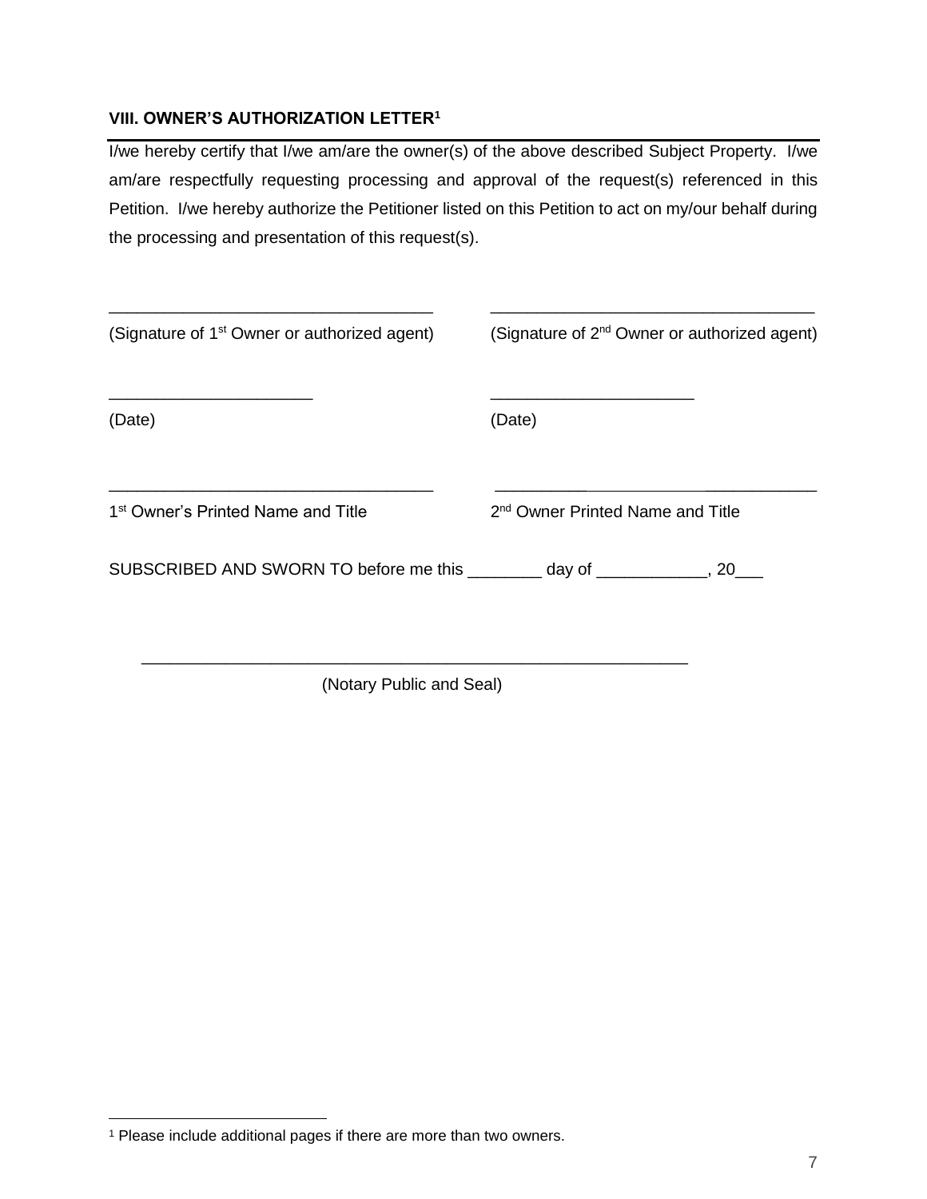### VIII. OWNER'S AUTHORIZATION LETTER[1]

I/we hereby certify that I/we am/are the owner(s) of the above described Subject Property. I/we am/are respectfully requesting processing and approval of the request(s) referenced in this Petition. I/we hereby authorize the Petitioner listed on this Petition to act on my/our behalf during the processing and presentation of this request(s).

___________________________________ ___________________________________

(Signature of 1st Owner or authorized agent) (Signature of 2nd Owner or authorized agent)

______________________ ______________________

(Date) (Date)

___________________________________ ___________________________________

1st Owner's Printed Name and Title 2nd Owner Printed Name and Title

SUBSCRIBED AND SWORN TO before me this ________ day of ____________, 20___

___________________________________________________________

(Notary Public and Seal)

---

[1] Please include additional pages if there are more than two owners.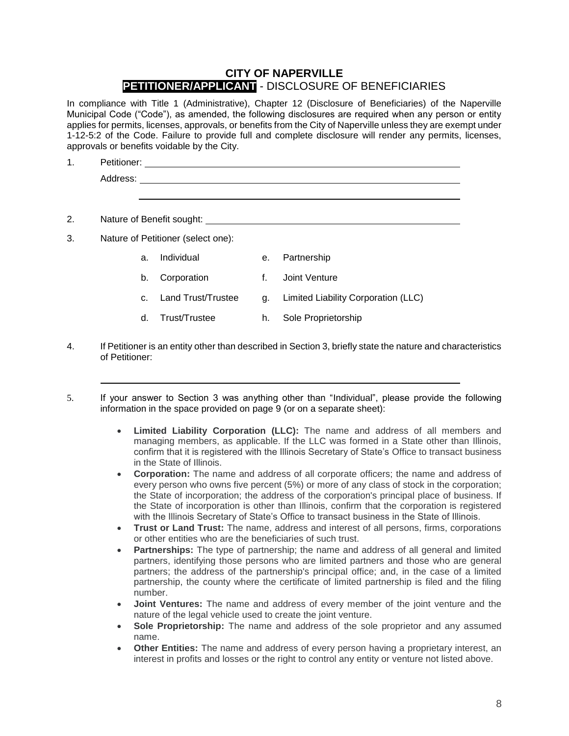# CITY OF NAPERVILLE

## PETITIONER/APPLICANT - DISCLOSURE OF BENEFICIARIES

In compliance with Title 1 (Administrative), Chapter 12 (Disclosure of Beneficiaries) of the Naperville Municipal Code ("Code"), as amended, the following disclosures are required when any person or entity applies for permits, licenses, approvals, or benefits from the City of Naperville unless they are exempt under 1-12-5:2 of the Code. Failure to provide full and complete disclosure will render any permits, licenses, approvals or benefits voidable by the City.

1. Petitioner: ______________________________________________

   Address: ______________________________________________

   ______________________________________________

2. Nature of Benefit sought: ______________________________________________

3. Nature of Petitioner (select one):

   a. Individual
   b. Corporation
   c. Land Trust/Trustee
   d. Trust/Trustee
   e. Partnership
   f. Joint Venture
   g. Limited Liability Corporation (LLC)
   h. Sole Proprietorship

4. If Petitioner is an entity other than described in Section 3, briefly state the nature and characteristics of Petitioner:

   ______________________________________________

5. If your answer to Section 3 was anything other than "Individual", please provide the following information in the space provided on page 9 (or on a separate sheet):

   - **Limited Liability Corporation (LLC):** The name and address of all members and managing members, as applicable. If the LLC was formed in a State other than Illinois, confirm that it is registered with the Illinois Secretary of State's Office to transact business in the State of Illinois.
   - **Corporation:** The name and address of all corporate officers; the name and address of every person who owns five percent (5%) or more of any class of stock in the corporation; the State of incorporation; the address of the corporation's principal place of business. If the State of incorporation is other than Illinois, confirm that the corporation is registered with the Illinois Secretary of State's Office to transact business in the State of Illinois.
   - **Trust or Land Trust:** The name, address and interest of all persons, firms, corporations or other entities who are the beneficiaries of such trust.
   - **Partnerships:** The type of partnership; the name and address of all general and limited partners, identifying those persons who are limited partners and those who are general partners; the address of the partnership's principal office; and, in the case of a limited partnership, the county where the certificate of limited partnership is filed and the filing number.
   - **Joint Ventures:** The name and address of every member of the joint venture and the nature of the legal vehicle used to create the joint venture.
   - **Sole Proprietorship:** The name and address of the sole proprietor and any assumed name.
   - **Other Entities:** The name and address of every person having a proprietary interest, an interest in profits and losses or the right to control any entity or venture not listed above.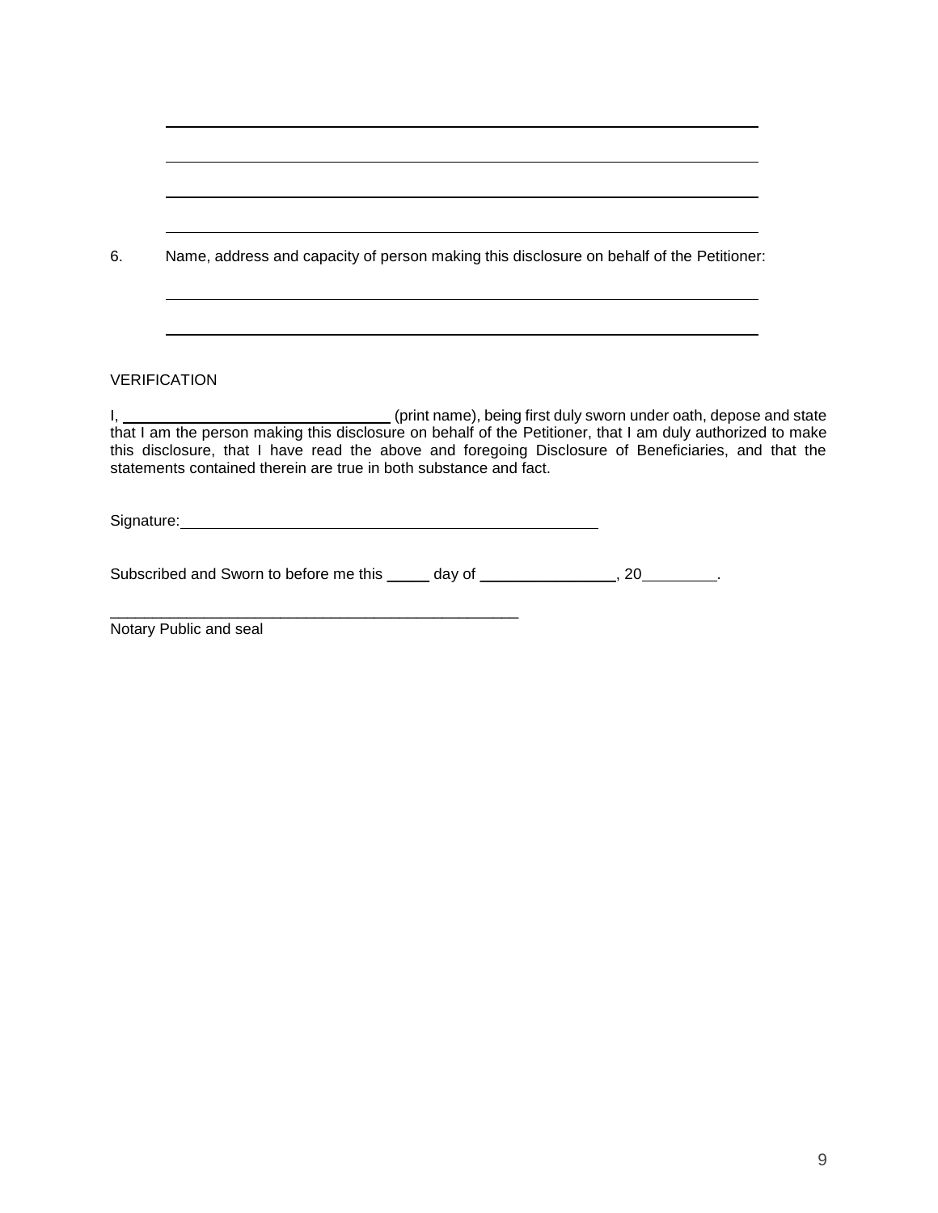\_\_\_\_\_\_\_\_\_\_\_\_\_\_\_\_\_\_\_\_\_\_\_\_\_\_\_\_\_\_\_\_\_\_\_\_\_\_\_\_\_\_\_\_\_\_\_\_\_\_\_\_\_\_\_\_\_\_\_\_

\_\_\_\_\_\_\_\_\_\_\_\_\_\_\_\_\_\_\_\_\_\_\_\_\_\_\_\_\_\_\_\_\_\_\_\_\_\_\_\_\_\_\_\_\_\_\_\_\_\_\_\_\_\_\_\_\_\_\_\_

\_\_\_\_\_\_\_\_\_\_\_\_\_\_\_\_\_\_\_\_\_\_\_\_\_\_\_\_\_\_\_\_\_\_\_\_\_\_\_\_\_\_\_\_\_\_\_\_\_\_\_\_\_\_\_\_\_\_\_\_

\_\_\_\_\_\_\_\_\_\_\_\_\_\_\_\_\_\_\_\_\_\_\_\_\_\_\_\_\_\_\_\_\_\_\_\_\_\_\_\_\_\_\_\_\_\_\_\_\_\_\_\_\_\_\_\_\_\_\_\_

6. Name, address and capacity of person making this disclosure on behalf of the Petitioner:

\_\_\_\_\_\_\_\_\_\_\_\_\_\_\_\_\_\_\_\_\_\_\_\_\_\_\_\_\_\_\_\_\_\_\_\_\_\_\_\_\_\_\_\_\_\_\_\_\_\_\_\_\_\_\_\_\_\_\_\_

\_\_\_\_\_\_\_\_\_\_\_\_\_\_\_\_\_\_\_\_\_\_\_\_\_\_\_\_\_\_\_\_\_\_\_\_\_\_\_\_\_\_\_\_\_\_\_\_\_\_\_\_\_\_\_\_\_\_\_\_

VERIFICATION

I, \_\_\_\_\_\_\_\_\_\_\_\_\_\_\_\_\_\_\_\_\_\_\_\_\_\_\_\_ (print name), being first duly sworn under oath, depose and state that I am the person making this disclosure on behalf of the Petitioner, that I am duly authorized to make this disclosure, that I have read the above and foregoing Disclosure of Beneficiaries, and that the statements contained therein are true in both substance and fact.

Signature:\_\_\_\_\_\_\_\_\_\_\_\_\_\_\_\_\_\_\_\_\_\_\_\_\_\_\_\_\_\_\_\_\_\_\_\_\_\_\_\_\_\_\_\_

Subscribed and Sworn to before me this \_\_\_\_\_ day of \_\_\_\_\_\_\_\_\_\_\_\_\_\_\_, 20\_\_\_\_\_\_\_\_.

\_\_\_\_\_\_\_\_\_\_\_\_\_\_\_\_\_\_\_\_\_\_\_\_\_\_\_\_\_\_\_\_\_\_\_\_\_\_\_\_\_\_\_\_\_\_\_\_
Notary Public and seal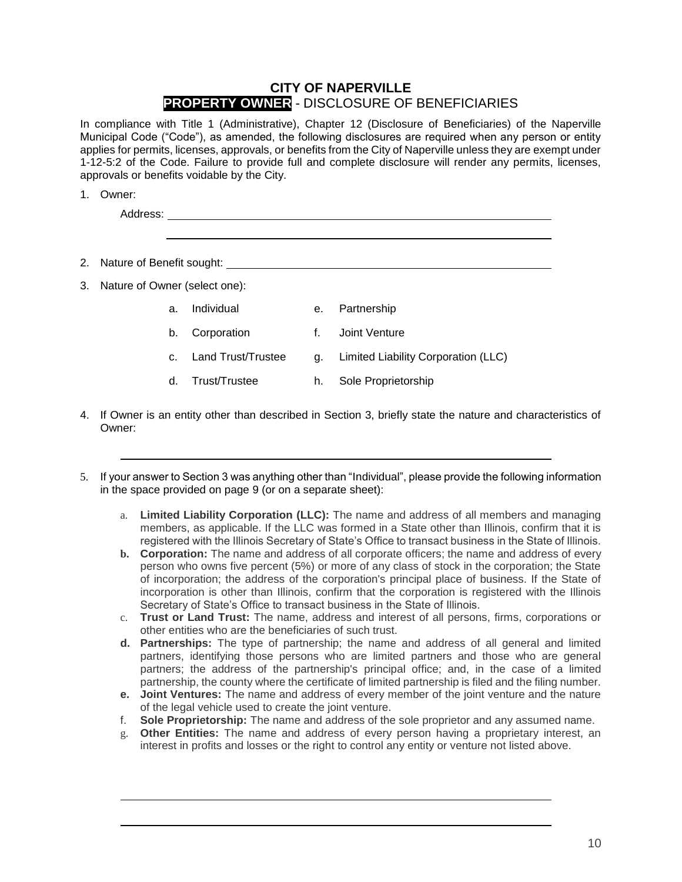# CITY OF NAPERVILLE
## PROPERTY OWNER - DISCLOSURE OF BENEFICIARIES

In compliance with Title 1 (Administrative), Chapter 12 (Disclosure of Beneficiaries) of the Naperville Municipal Code ("Code"), as amended, the following disclosures are required when any person or entity applies for permits, licenses, approvals, or benefits from the City of Naperville unless they are exempt under 1-12-5:2 of the Code. Failure to provide full and complete disclosure will render any permits, licenses, approvals or benefits voidable by the City.

1. Owner:

   Address: ______________________________________________

   ______________________________________________

2. Nature of Benefit sought: ______________________________________________

3. Nature of Owner (select one):

   a. Individual
   b. Corporation
   c. Land Trust/Trustee
   d. Trust/Trustee
   e. Partnership
   f. Joint Venture
   g. Limited Liability Corporation (LLC)
   h. Sole Proprietorship

4. If Owner is an entity other than described in Section 3, briefly state the nature and characteristics of Owner:

   ______________________________________________

5. If your answer to Section 3 was anything other than "Individual", please provide the following information in the space provided on page 9 (or on a separate sheet):

   a. **Limited Liability Corporation (LLC):** The name and address of all members and managing members, as applicable. If the LLC was formed in a State other than Illinois, confirm that it is registered with the Illinois Secretary of State's Office to transact business in the State of Illinois.
   b. **Corporation:** The name and address of all corporate officers; the name and address of every person who owns five percent (5%) or more of any class of stock in the corporation; the State of incorporation; the address of the corporation's principal place of business. If the State of incorporation is other than Illinois, confirm that the corporation is registered with the Illinois Secretary of State's Office to transact business in the State of Illinois.
   c. **Trust or Land Trust:** The name, address and interest of all persons, firms, corporations or other entities who are the beneficiaries of such trust.
   d. **Partnerships:** The type of partnership; the name and address of all general and limited partners, identifying those persons who are limited partners and those who are general partners; the address of the partnership's principal office; and, in the case of a limited partnership, the county where the certificate of limited partnership is filed and the filing number.
   e. **Joint Ventures:** The name and address of every member of the joint venture and the nature of the legal vehicle used to create the joint venture.
   f. **Sole Proprietorship:** The name and address of the sole proprietor and any assumed name.
   g. **Other Entities:** The name and address of every person having a proprietary interest, an interest in profits and losses or the right to control any entity or venture not listed above.

______________________________________________

______________________________________________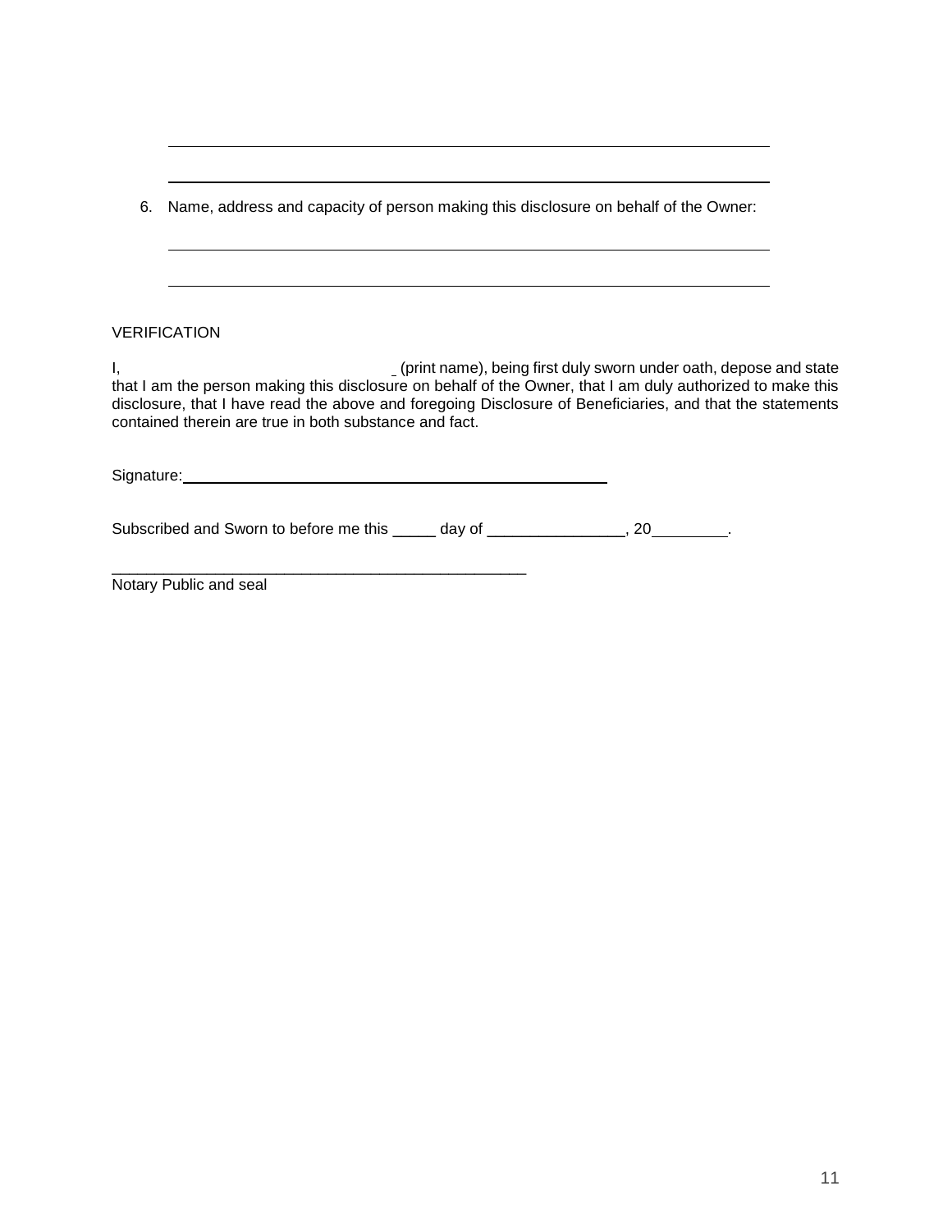______________________________________________________________________

______________________________________________________________________

6. Name, address and capacity of person making this disclosure on behalf of the Owner:

______________________________________________________________________

______________________________________________________________________

VERIFICATION

I, ______________________________ (print name), being first duly sworn under oath, depose and state that I am the person making this disclosure on behalf of the Owner, that I am duly authorized to make this disclosure, that I have read the above and foregoing Disclosure of Beneficiaries, and that the statements contained therein are true in both substance and fact.

Signature: ____________________________________________

Subscribed and Sworn to before me this _____ day of ________________, 20_________.

_______________________________________________

Notary Public and seal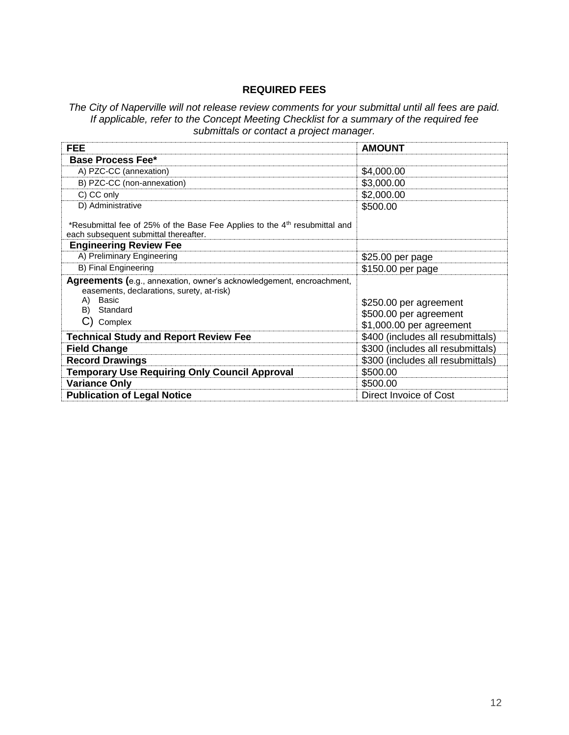## REQUIRED FEES

*The City of Naperville will not release review comments for your submittal until all fees are paid. If applicable, refer to the Concept Meeting Checklist for a summary of the required fee submittals or contact a project manager.*

| FEE | AMOUNT |
|---|---|
| **Base Process Fee*** | |
| A) PZC-CC (annexation) | $4,000.00 |
| B) PZC-CC (non-annexation) | $3,000.00 |
| C) CC only | $2,000.00 |
| D) Administrative<br><br>*Resubmittal fee of 25% of the Base Fee Applies to the 4th resubmittal and each subsequent submittal thereafter. | $500.00 |
| **Engineering Review Fee** | |
| A) Preliminary Engineering | $25.00 per page |
| B) Final Engineering | $150.00 per page |
| **Agreements (**e.g., annexation, owner's acknowledgement, encroachment, easements, declarations, surety, at-risk)<br>A) Basic<br>B) Standard<br>C) Complex | <br><br>$250.00 per agreement<br>$500.00 per agreement<br>$1,000.00 per agreement |
| **Technical Study and Report Review Fee** | $400 (includes all resubmittals) |
| **Field Change** | $300 (includes all resubmittals) |
| **Record Drawings** | $300 (includes all resubmittals) |
| **Temporary Use Requiring Only Council Approval** | $500.00 |
| **Variance Only** | $500.00 |
| **Publication of Legal Notice** | Direct Invoice of Cost |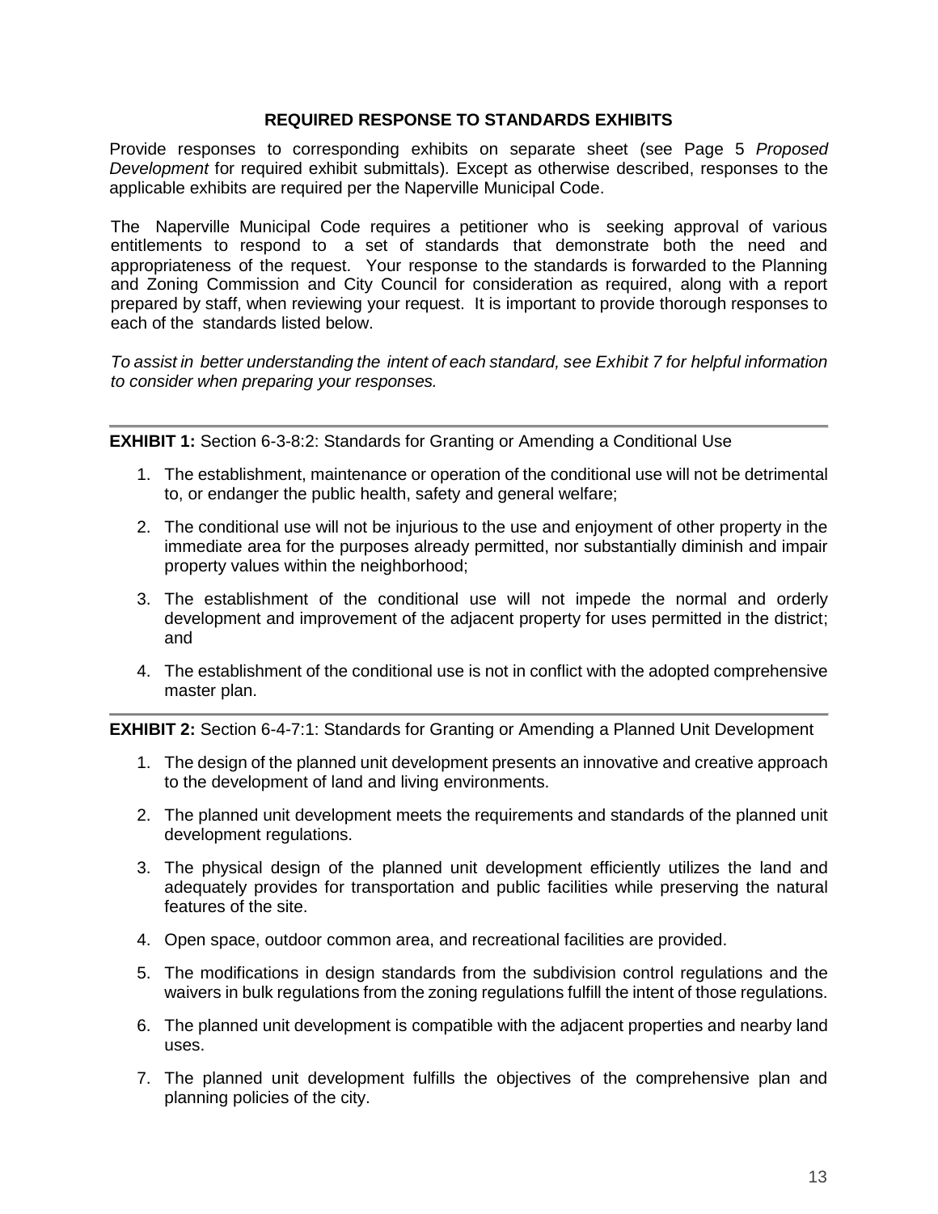## REQUIRED RESPONSE TO STANDARDS EXHIBITS

Provide responses to corresponding exhibits on separate sheet (see Page 5 *Proposed Development* for required exhibit submittals). Except as otherwise described, responses to the applicable exhibits are required per the Naperville Municipal Code.

The Naperville Municipal Code requires a petitioner who is seeking approval of various entitlements to respond to a set of standards that demonstrate both the need and appropriateness of the request. Your response to the standards is forwarded to the Planning and Zoning Commission and City Council for consideration as required, along with a report prepared by staff, when reviewing your request. It is important to provide thorough responses to each of the standards listed below.

*To assist in better understanding the intent of each standard, see Exhibit 7 for helpful information to consider when preparing your responses.*

---

**EXHIBIT 1:** Section 6-3-8:2: Standards for Granting or Amending a Conditional Use

1. The establishment, maintenance or operation of the conditional use will not be detrimental to, or endanger the public health, safety and general welfare;
2. The conditional use will not be injurious to the use and enjoyment of other property in the immediate area for the purposes already permitted, nor substantially diminish and impair property values within the neighborhood;
3. The establishment of the conditional use will not impede the normal and orderly development and improvement of the adjacent property for uses permitted in the district; and
4. The establishment of the conditional use is not in conflict with the adopted comprehensive master plan.

---

**EXHIBIT 2:** Section 6-4-7:1: Standards for Granting or Amending a Planned Unit Development

1. The design of the planned unit development presents an innovative and creative approach to the development of land and living environments.
2. The planned unit development meets the requirements and standards of the planned unit development regulations.
3. The physical design of the planned unit development efficiently utilizes the land and adequately provides for transportation and public facilities while preserving the natural features of the site.
4. Open space, outdoor common area, and recreational facilities are provided.
5. The modifications in design standards from the subdivision control regulations and the waivers in bulk regulations from the zoning regulations fulfill the intent of those regulations.
6. The planned unit development is compatible with the adjacent properties and nearby land uses.
7. The planned unit development fulfills the objectives of the comprehensive plan and planning policies of the city.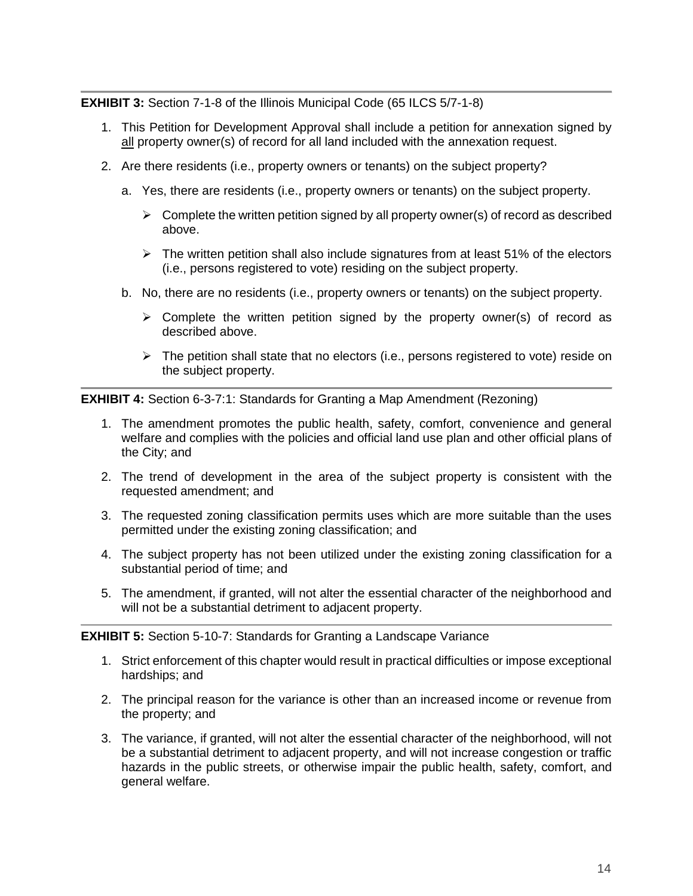**EXHIBIT 3:** Section 7-1-8 of the Illinois Municipal Code (65 ILCS 5/7-1-8)

1. This Petition for Development Approval shall include a petition for annexation signed by <u>all</u> property owner(s) of record for all land included with the annexation request.
2. Are there residents (i.e., property owners or tenants) on the subject property?
   a. Yes, there are residents (i.e., property owners or tenants) on the subject property.
      - Complete the written petition signed by all property owner(s) of record as described above.
      - The written petition shall also include signatures from at least 51% of the electors (i.e., persons registered to vote) residing on the subject property.

   b. No, there are no residents (i.e., property owners or tenants) on the subject property.
      - Complete the written petition signed by the property owner(s) of record as described above.
      - The petition shall state that no electors (i.e., persons registered to vote) reside on the subject property.

---

**EXHIBIT 4:** Section 6-3-7:1: Standards for Granting a Map Amendment (Rezoning)

1. The amendment promotes the public health, safety, comfort, convenience and general welfare and complies with the policies and official land use plan and other official plans of the City; and
2. The trend of development in the area of the subject property is consistent with the requested amendment; and
3. The requested zoning classification permits uses which are more suitable than the uses permitted under the existing zoning classification; and
4. The subject property has not been utilized under the existing zoning classification for a substantial period of time; and
5. The amendment, if granted, will not alter the essential character of the neighborhood and will not be a substantial detriment to adjacent property.

---

**EXHIBIT 5:** Section 5-10-7: Standards for Granting a Landscape Variance

1. Strict enforcement of this chapter would result in practical difficulties or impose exceptional hardships; and
2. The principal reason for the variance is other than an increased income or revenue from the property; and
3. The variance, if granted, will not alter the essential character of the neighborhood, will not be a substantial detriment to adjacent property, and will not increase congestion or traffic hazards in the public streets, or otherwise impair the public health, safety, comfort, and general welfare.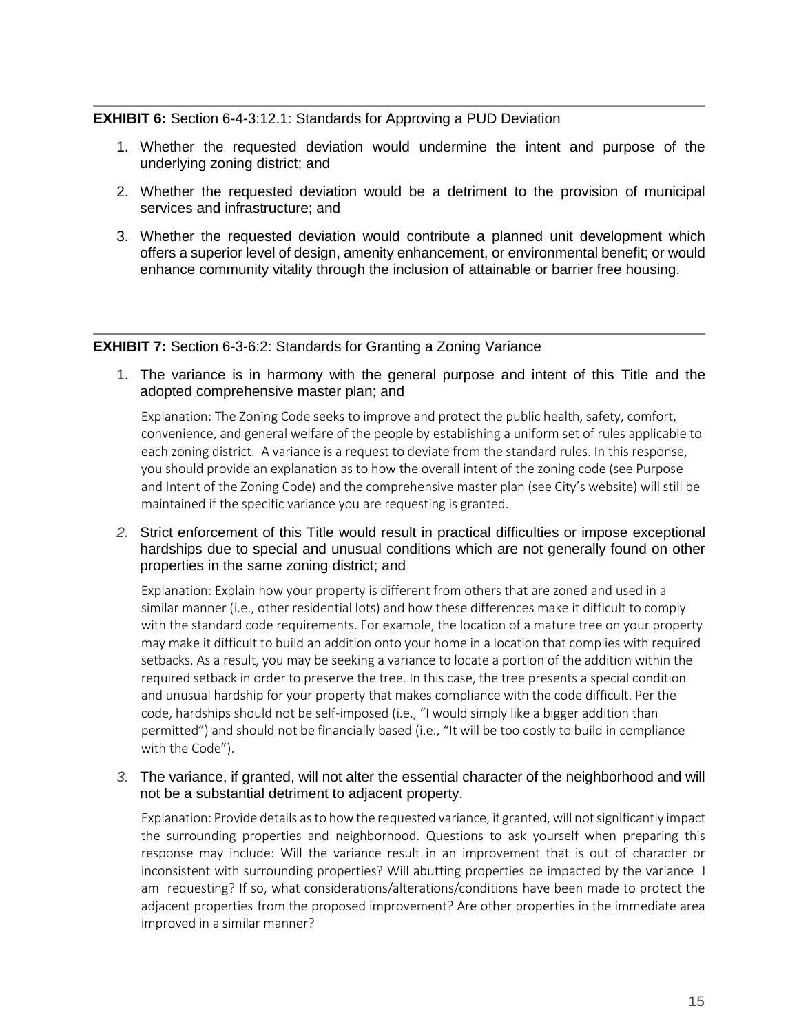**EXHIBIT 6:** Section 6-4-3:12.1: Standards for Approving a PUD Deviation

1. Whether the requested deviation would undermine the intent and purpose of the underlying zoning district; and
2. Whether the requested deviation would be a detriment to the provision of municipal services and infrastructure; and
3. Whether the requested deviation would contribute a planned unit development which offers a superior level of design, amenity enhancement, or environmental benefit; or would enhance community vitality through the inclusion of attainable or barrier free housing.

---

**EXHIBIT 7:** Section 6-3-6:2: Standards for Granting a Zoning Variance

1. The variance is in harmony with the general purpose and intent of this Title and the adopted comprehensive master plan; and

   Explanation: The Zoning Code seeks to improve and protect the public health, safety, comfort, convenience, and general welfare of the people by establishing a uniform set of rules applicable to each zoning district. A variance is a request to deviate from the standard rules. In this response, you should provide an explanation as to how the overall intent of the zoning code (see Purpose and Intent of the Zoning Code) and the comprehensive master plan (see City's website) will still be maintained if the specific variance you are requesting is granted.

2. Strict enforcement of this Title would result in practical difficulties or impose exceptional hardships due to special and unusual conditions which are not generally found on other properties in the same zoning district; and

   Explanation: Explain how your property is different from others that are zoned and used in a similar manner (i.e., other residential lots) and how these differences make it difficult to comply with the standard code requirements. For example, the location of a mature tree on your property may make it difficult to build an addition onto your home in a location that complies with required setbacks. As a result, you may be seeking a variance to locate a portion of the addition within the required setback in order to preserve the tree. In this case, the tree presents a special condition and unusual hardship for your property that makes compliance with the code difficult. Per the code, hardships should not be self-imposed (i.e., "I would simply like a bigger addition than permitted") and should not be financially based (i.e., "It will be too costly to build in compliance with the Code").

3. The variance, if granted, will not alter the essential character of the neighborhood and will not be a substantial detriment to adjacent property.

   Explanation: Provide details as to how the requested variance, if granted, will not significantly impact the surrounding properties and neighborhood. Questions to ask yourself when preparing this response may include: Will the variance result in an improvement that is out of character or inconsistent with surrounding properties? Will abutting properties be impacted by the variance I am requesting? If so, what considerations/alterations/conditions have been made to protect the adjacent properties from the proposed improvement? Are other properties in the immediate area improved in a similar manner?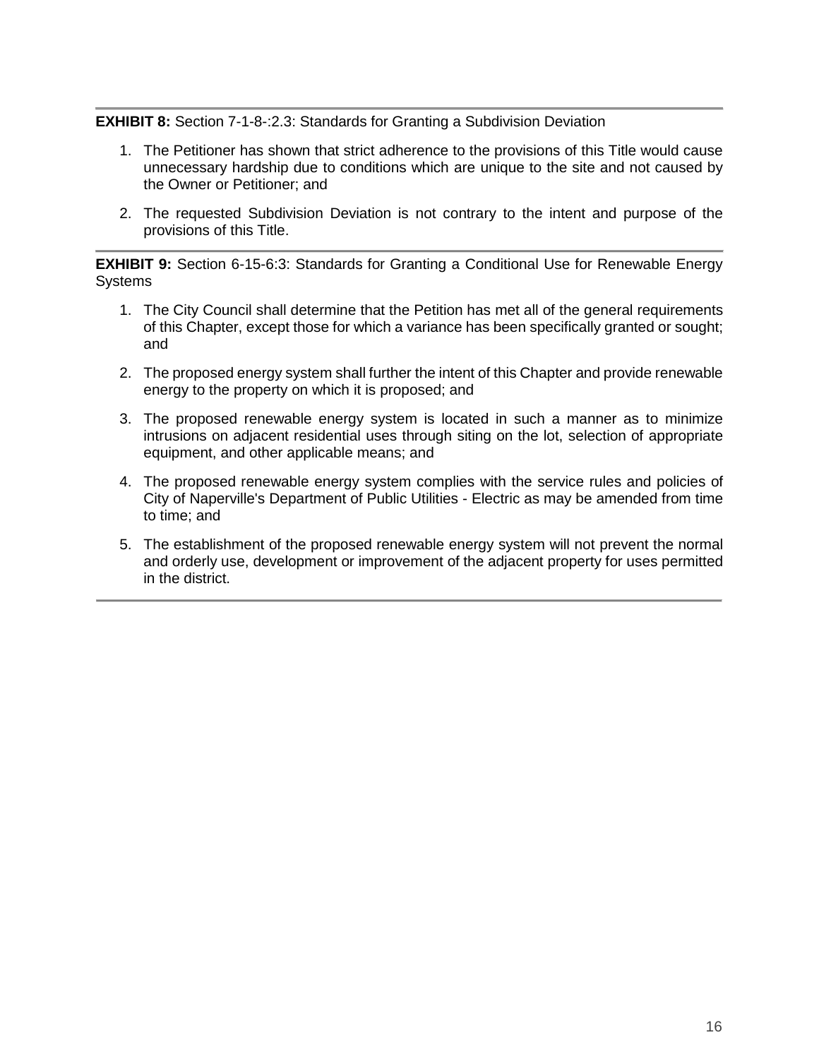**EXHIBIT 8:** Section 7-1-8-:2.3: Standards for Granting a Subdivision Deviation

1. The Petitioner has shown that strict adherence to the provisions of this Title would cause unnecessary hardship due to conditions which are unique to the site and not caused by the Owner or Petitioner; and

2. The requested Subdivision Deviation is not contrary to the intent and purpose of the provisions of this Title.

---

**EXHIBIT 9:** Section 6-15-6:3: Standards for Granting a Conditional Use for Renewable Energy Systems

1. The City Council shall determine that the Petition has met all of the general requirements of this Chapter, except those for which a variance has been specifically granted or sought; and

2. The proposed energy system shall further the intent of this Chapter and provide renewable energy to the property on which it is proposed; and

3. The proposed renewable energy system is located in such a manner as to minimize intrusions on adjacent residential uses through siting on the lot, selection of appropriate equipment, and other applicable means; and

4. The proposed renewable energy system complies with the service rules and policies of City of Naperville's Department of Public Utilities - Electric as may be amended from time to time; and

5. The establishment of the proposed renewable energy system will not prevent the normal and orderly use, development or improvement of the adjacent property for uses permitted in the district.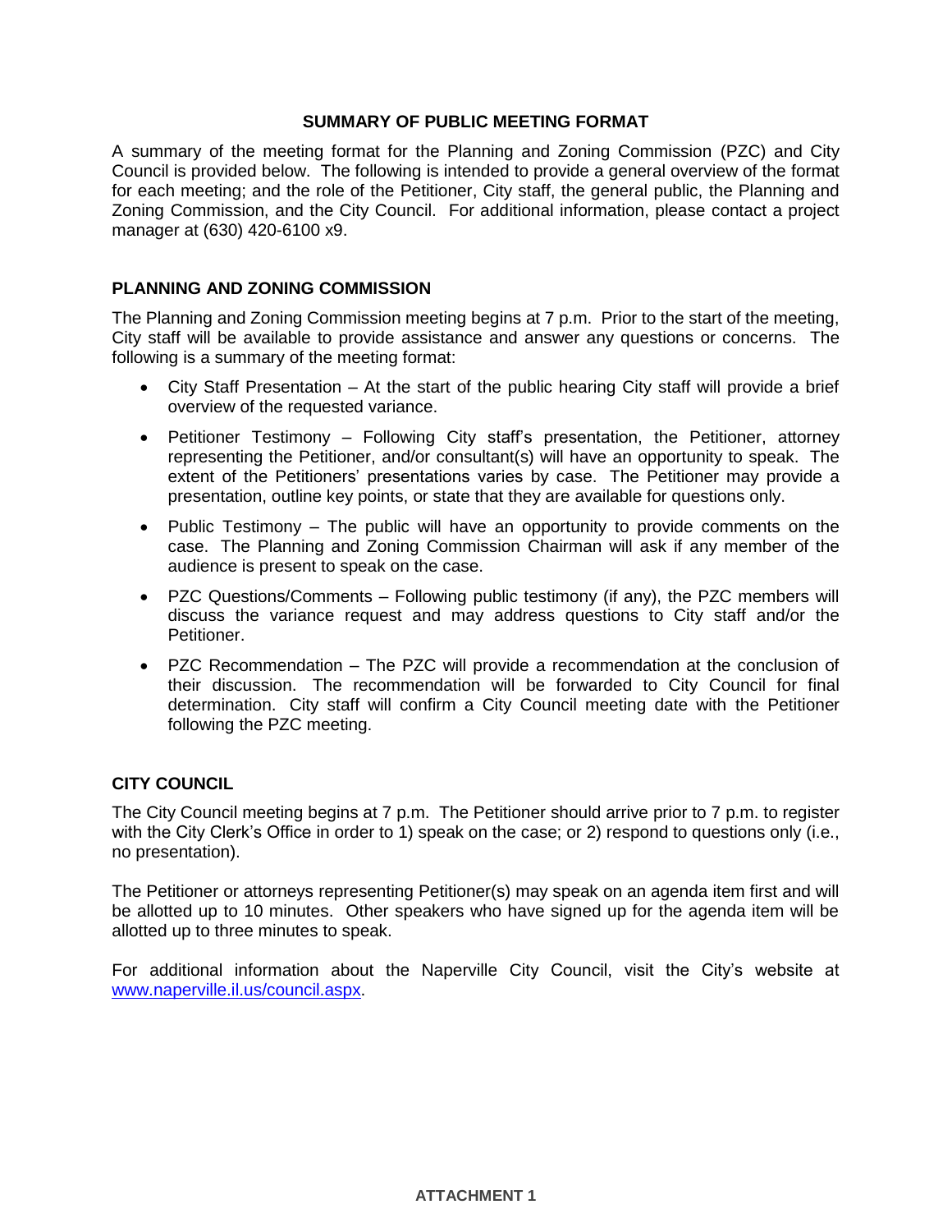# SUMMARY OF PUBLIC MEETING FORMAT

A summary of the meeting format for the Planning and Zoning Commission (PZC) and City Council is provided below. The following is intended to provide a general overview of the format for each meeting; and the role of the Petitioner, City staff, the general public, the Planning and Zoning Commission, and the City Council. For additional information, please contact a project manager at (630) 420-6100 x9.

## PLANNING AND ZONING COMMISSION

The Planning and Zoning Commission meeting begins at 7 p.m. Prior to the start of the meeting, City staff will be available to provide assistance and answer any questions or concerns. The following is a summary of the meeting format:

- City Staff Presentation – At the start of the public hearing City staff will provide a brief overview of the requested variance.
- Petitioner Testimony – Following City staff's presentation, the Petitioner, attorney representing the Petitioner, and/or consultant(s) will have an opportunity to speak. The extent of the Petitioners' presentations varies by case. The Petitioner may provide a presentation, outline key points, or state that they are available for questions only.
- Public Testimony – The public will have an opportunity to provide comments on the case. The Planning and Zoning Commission Chairman will ask if any member of the audience is present to speak on the case.
- PZC Questions/Comments – Following public testimony (if any), the PZC members will discuss the variance request and may address questions to City staff and/or the Petitioner.
- PZC Recommendation – The PZC will provide a recommendation at the conclusion of their discussion. The recommendation will be forwarded to City Council for final determination. City staff will confirm a City Council meeting date with the Petitioner following the PZC meeting.

## CITY COUNCIL

The City Council meeting begins at 7 p.m. The Petitioner should arrive prior to 7 p.m. to register with the City Clerk's Office in order to 1) speak on the case; or 2) respond to questions only (i.e., no presentation).

The Petitioner or attorneys representing Petitioner(s) may speak on an agenda item first and will be allotted up to 10 minutes. Other speakers who have signed up for the agenda item will be allotted up to three minutes to speak.

For additional information about the Naperville City Council, visit the City's website at [www.naperville.il.us/council.aspx](www.naperville.il.us/council.aspx).

**ATTACHMENT 1**